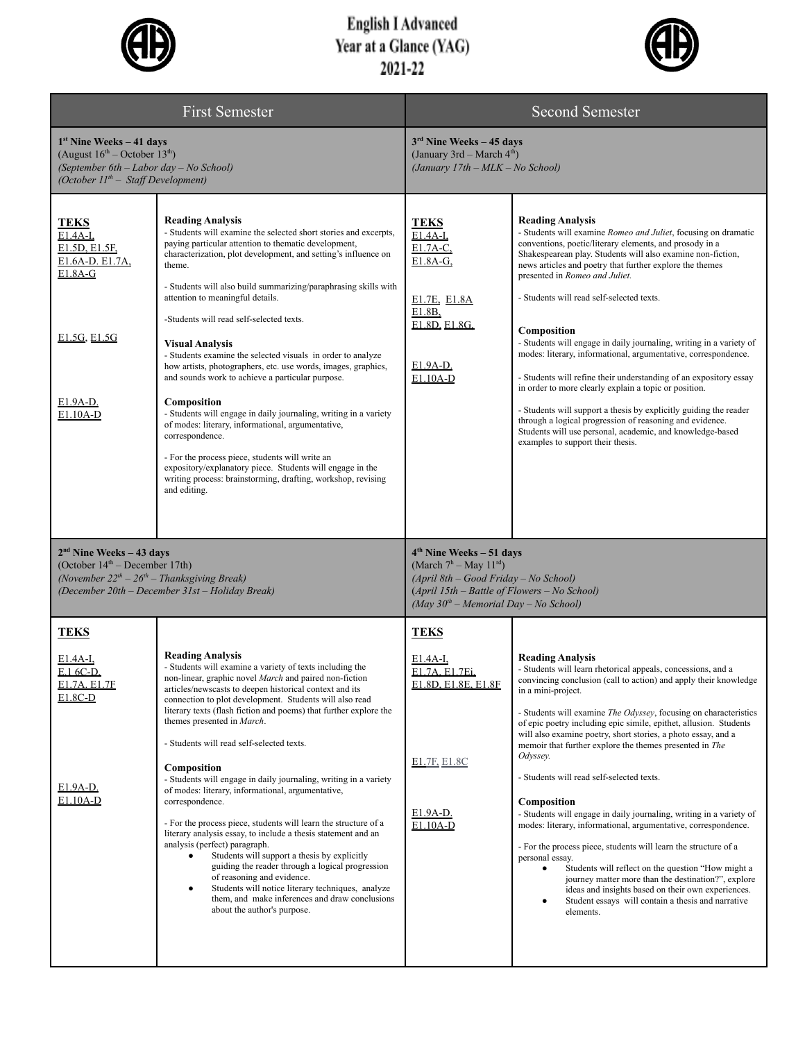# English I Advanced
## Year at a Glance (YAG)
## 2021-22

| First Semester | | Second Semester | |
|---|---|---|---|
| **1st Nine Weeks – 41 days**<br>(August 16th – October 13th)<br>*(September 6th – Labor day – No School)*<br>*(October 11th – Staff Development)* | | **3rd Nine Weeks – 45 days**<br>(January 3rd – March 4th)<br>*(January 17th – MLK – No School)* | |
| **TEKS**<br>E1.4A-I,<br>E1.5D, E1.5F,<br>E1.6A-D. E1.7A,<br>E1.8A-G<br><br>E1.5G, E1.5G<br><br>E1.9A-D,<br>E1.10A-D | **Reading Analysis**<br>- Students will examine the selected short stories and excerpts, paying particular attention to thematic development, characterization, plot development, and setting's influence on theme.<br><br>- Students will also build summarizing/paraphrasing skills with attention to meaningful details.<br><br>-Students will read self-selected texts.<br><br>**Visual Analysis**<br>- Students examine the selected visuals in order to analyze how artists, photographers, etc. use words, images, graphics, and sounds work to achieve a particular purpose.<br><br>**Composition**<br>- Students will engage in daily journaling, writing in a variety of modes: literary, informational, argumentative, correspondence.<br><br>- For the process piece, students will write an expository/explanatory piece. Students will engage in the writing process: brainstorming, drafting, workshop, revising and editing. | **TEKS**<br>E1.4A-I,<br>E1.7A-C,<br>E1.8A-G,<br><br>E1.7E, E1.8A<br>E1.8B,<br>E1.8D, E1.8G,<br><br>E1.9A-D,<br>E1.10A-D | **Reading Analysis**<br>- Students will examine *Romeo and Juliet*, focusing on dramatic conventions, poetic/literary elements, and prosody in a Shakespearean play. Students will also examine non-fiction, news articles and poetry that further explore the themes presented in *Romeo and Juliet.*<br><br>- Students will read self-selected texts.<br><br>**Composition**<br>- Students will engage in daily journaling, writing in a variety of modes: literary, informational, argumentative, correspondence.<br><br>- Students will refine their understanding of an expository essay in order to more clearly explain a topic or position.<br><br>- Students will support a thesis by explicitly guiding the reader through a logical progression of reasoning and evidence. Students will use personal, academic, and knowledge-based examples to support their thesis. |
| **2nd Nine Weeks – 43 days**<br>(October 14th – December 17th)<br>*(November 22th – 26th – Thanksgiving Break)*<br>*(December 20th – December 31st – Holiday Break)* | | **4th Nine Weeks – 51 days**<br>(March 7th – May 11rd)<br>*(April 8th – Good Friday – No School)*<br>(*April 15th – Battle of Flowers – No School)*<br>*(May 30th – Memorial Day – No School)* | |
| **TEKS**<br><br>E1.4A-I,<br>E.1 6C-D,<br>E1.7A, E1.7F<br>E1.8C-D<br><br>E1.9A-D.<br>E1.10A-D | **Reading Analysis**<br>- Students will examine a variety of texts including the non-linear, graphic novel *March* and paired non-fiction articles/newscasts to deepen historical context and its connection to plot development. Students will also read literary texts (flash fiction and poems) that further explore the themes presented in *March*.<br><br>- Students will read self-selected texts.<br><br>**Composition**<br>- Students will engage in daily journaling, writing in a variety of modes: literary, informational, argumentative, correspondence.<br><br>- For the process piece, students will learn the structure of a literary analysis essay, to include a thesis statement and an analysis (perfect) paragraph.<br>• Students will support a thesis by explicitly guiding the reader through a logical progression of reasoning and evidence.<br>• Students will notice literary techniques, analyze them, and make inferences and draw conclusions about the author's purpose. | **TEKS**<br><br>E1.4A-I,<br>E1.7A, E1.7Ei,<br>E1.8D, E1.8E, E1.8F<br><br>E1.7F, E1.8C<br><br>E1.9A-D,<br>E1.10A-D | **Reading Analysis**<br>- Students will learn rhetorical appeals, concessions, and a convincing conclusion (call to action) and apply their knowledge in a mini-project.<br><br>- Students will examine *The Odyssey*, focusing on characteristics of epic poetry including epic simile, epithet, allusion. Students will also examine poetry, short stories, a photo essay, and a memoir that further explore the themes presented in *The Odyssey.*<br><br>- Students will read self-selected texts.<br><br>**Composition**<br>- Students will engage in daily journaling, writing in a variety of modes: literary, informational, argumentative, correspondence.<br><br>- For the process piece, students will learn the structure of a personal essay.<br>• Students will reflect on the question "How might a journey matter more than the destination?", explore ideas and insights based on their own experiences.<br>• Student essays will contain a thesis and narrative elements. |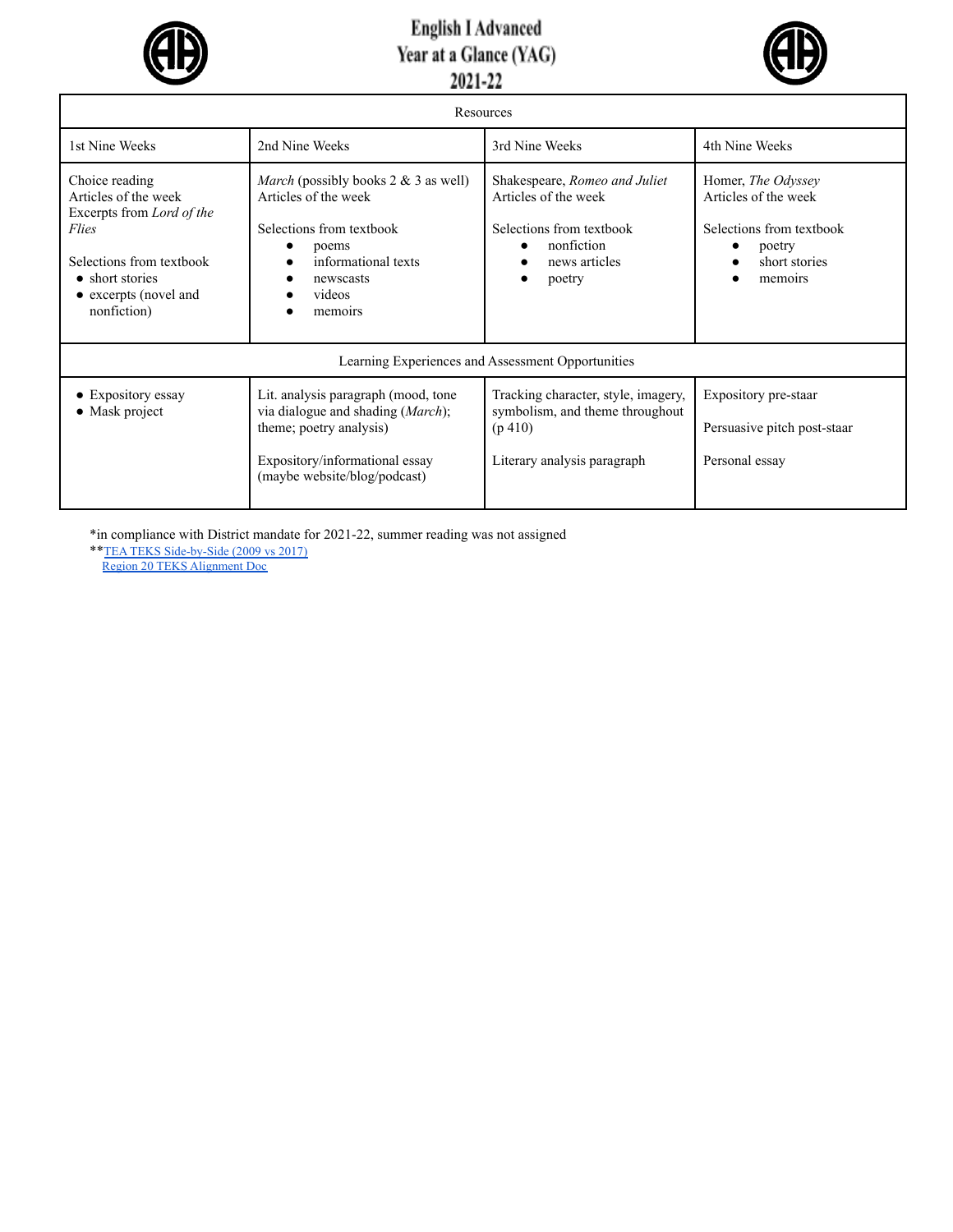# English I Advanced
# Year at a Glance (YAG)
# 2021-22

| Resources | | | |
|---|---|---|---|
| 1st Nine Weeks | 2nd Nine Weeks | 3rd Nine Weeks | 4th Nine Weeks |
| Choice reading<br>Articles of the week<br>Excerpts from *Lord of the Flies*<br><br>Selections from textbook<br>• short stories<br>• excerpts (novel and nonfiction) | *March* (possibly books 2 & 3 as well)<br>Articles of the week<br><br>Selections from textbook<br>• poems<br>• informational texts<br>• newscasts<br>• videos<br>• memoirs | Shakespeare, *Romeo and Juliet*<br>Articles of the week<br><br>Selections from textbook<br>• nonfiction<br>• news articles<br>• poetry | Homer, *The Odyssey*<br>Articles of the week<br><br>Selections from textbook<br>• poetry<br>• short stories<br>• memoirs |
| **Learning Experiences and Assessment Opportunities** | | | |
| • Expository essay<br>• Mask project | Lit. analysis paragraph (mood, tone via dialogue and shading (*March*); theme; poetry analysis)<br><br>Expository/informational essay (maybe website/blog/podcast) | Tracking character, style, imagery, symbolism, and theme throughout (p 410)<br><br>Literary analysis paragraph | Expository pre-staar<br><br>Persuasive pitch post-staar<br><br>Personal essay |

*in compliance with District mandate for 2021-22, summer reading was not assigned

**TEA TEKS Side-by-Side (2009 vs 2017)
Region 20 TEKS Alignment Doc